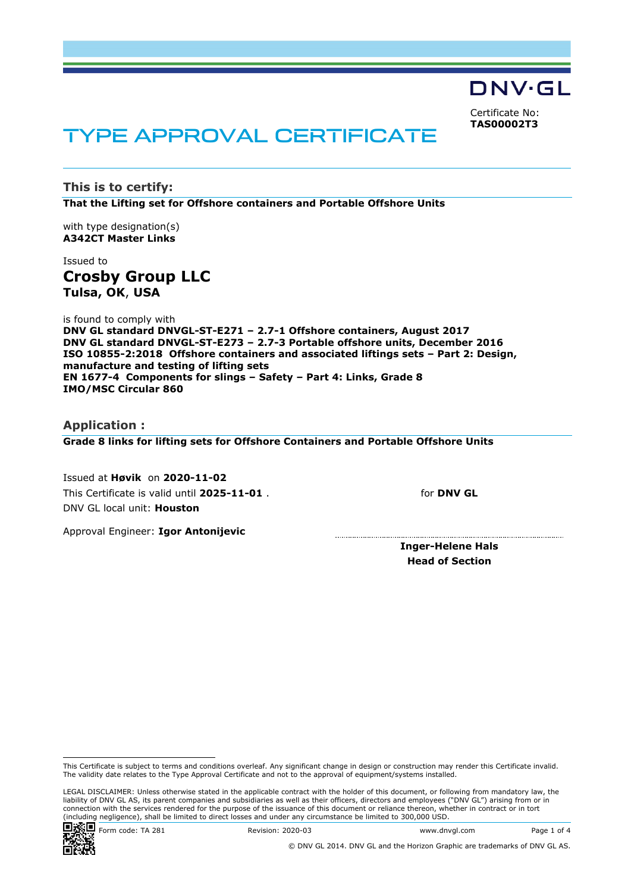DNV·GL

Certificate No:
**TAS00002T3**

# TYPE APPROVAL CERTIFICATE

## This is to certify:

**That the Lifting set for Offshore containers and Portable Offshore Units**

with type designation(s)
**A342CT Master Links**

Issued to

## Crosby Group LLC

**Tulsa, OK, USA**

is found to comply with
**DNV GL standard DNVGL-ST-E271 – 2.7-1 Offshore containers, August 2017**
**DNV GL standard DNVGL-ST-E273 – 2.7-3 Portable offshore units, December 2016**
**ISO 10855-2:2018 Offshore containers and associated liftings sets – Part 2: Design, manufacture and testing of lifting sets**
**EN 1677-4 Components for slings – Safety – Part 4: Links, Grade 8**
**IMO/MSC Circular 860**

## Application :

**Grade 8 links for lifting sets for Offshore Containers and Portable Offshore Units**

Issued at **Høvik** on **2020-11-02**
This Certificate is valid until **2025-11-01** .
DNV GL local unit: **Houston**

Approval Engineer: **Igor Antonijevic**

for **DNV GL**

**Inger-Helene Hals**
**Head of Section**

This Certificate is subject to terms and conditions overleaf. Any significant change in design or construction may render this Certificate invalid. The validity date relates to the Type Approval Certificate and not to the approval of equipment/systems installed.

LEGAL DISCLAIMER: Unless otherwise stated in the applicable contract with the holder of this document, or following from mandatory law, the liability of DNV GL AS, its parent companies and subsidiaries as well as their officers, directors and employees ("DNV GL") arising from or in connection with the services rendered for the purpose of the issuance of this document or reliance thereon, whether in contract or in tort (including negligence), shall be limited to direct losses and under any circumstance be limited to 300,000 USD.

Form code: TA 281 Revision: 2020-03 www.dnvgl.com

© DNV GL 2014. DNV GL and the Horizon Graphic are trademarks of DNV GL AS.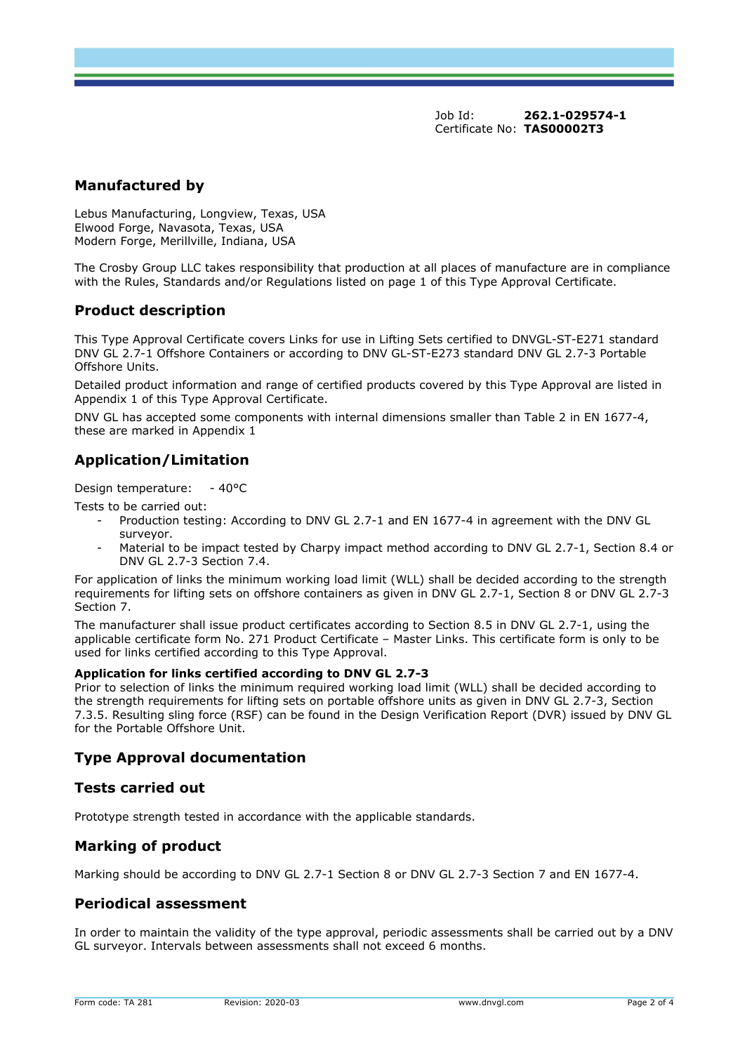Job Id: **262.1-029574-1**
Certificate No: **TAS00002T3**

## Manufactured by

Lebus Manufacturing, Longview, Texas, USA
Elwood Forge, Navasota, Texas, USA
Modern Forge, Merillville, Indiana, USA

The Crosby Group LLC takes responsibility that production at all places of manufacture are in compliance with the Rules, Standards and/or Regulations listed on page 1 of this Type Approval Certificate.

## Product description

This Type Approval Certificate covers Links for use in Lifting Sets certified to DNVGL-ST-E271 standard DNV GL 2.7-1 Offshore Containers or according to DNV GL-ST-E273 standard DNV GL 2.7-3 Portable Offshore Units.

Detailed product information and range of certified products covered by this Type Approval are listed in Appendix 1 of this Type Approval Certificate.

DNV GL has accepted some components with internal dimensions smaller than Table 2 in EN 1677-4, these are marked in Appendix 1

## Application/Limitation

Design temperature: - 40°C

Tests to be carried out:

- Production testing: According to DNV GL 2.7-1 and EN 1677-4 in agreement with the DNV GL surveyor.
- Material to be impact tested by Charpy impact method according to DNV GL 2.7-1, Section 8.4 or DNV GL 2.7-3 Section 7.4.

For application of links the minimum working load limit (WLL) shall be decided according to the strength requirements for lifting sets on offshore containers as given in DNV GL 2.7-1, Section 8 or DNV GL 2.7-3 Section 7.

The manufacturer shall issue product certificates according to Section 8.5 in DNV GL 2.7-1, using the applicable certificate form No. 271 Product Certificate – Master Links. This certificate form is only to be used for links certified according to this Type Approval.

**Application for links certified according to DNV GL 2.7-3**
Prior to selection of links the minimum required working load limit (WLL) shall be decided according to the strength requirements for lifting sets on portable offshore units as given in DNV GL 2.7-3, Section 7.3.5. Resulting sling force (RSF) can be found in the Design Verification Report (DVR) issued by DNV GL for the Portable Offshore Unit.

## Type Approval documentation

## Tests carried out

Prototype strength tested in accordance with the applicable standards.

## Marking of product

Marking should be according to DNV GL 2.7-1 Section 8 or DNV GL 2.7-3 Section 7 and EN 1677-4.

## Periodical assessment

In order to maintain the validity of the type approval, periodic assessments shall be carried out by a DNV GL surveyor. Intervals between assessments shall not exceed 6 months.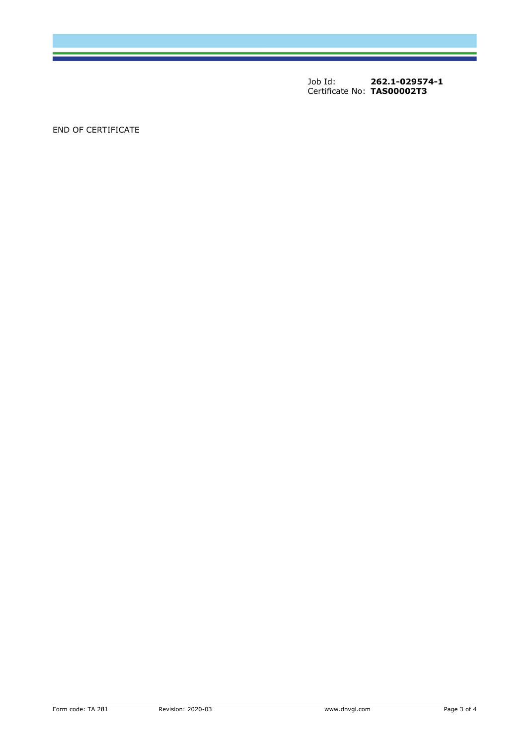Job Id: **262.1-029574-1**
Certificate No: **TAS00002T3**

END OF CERTIFICATE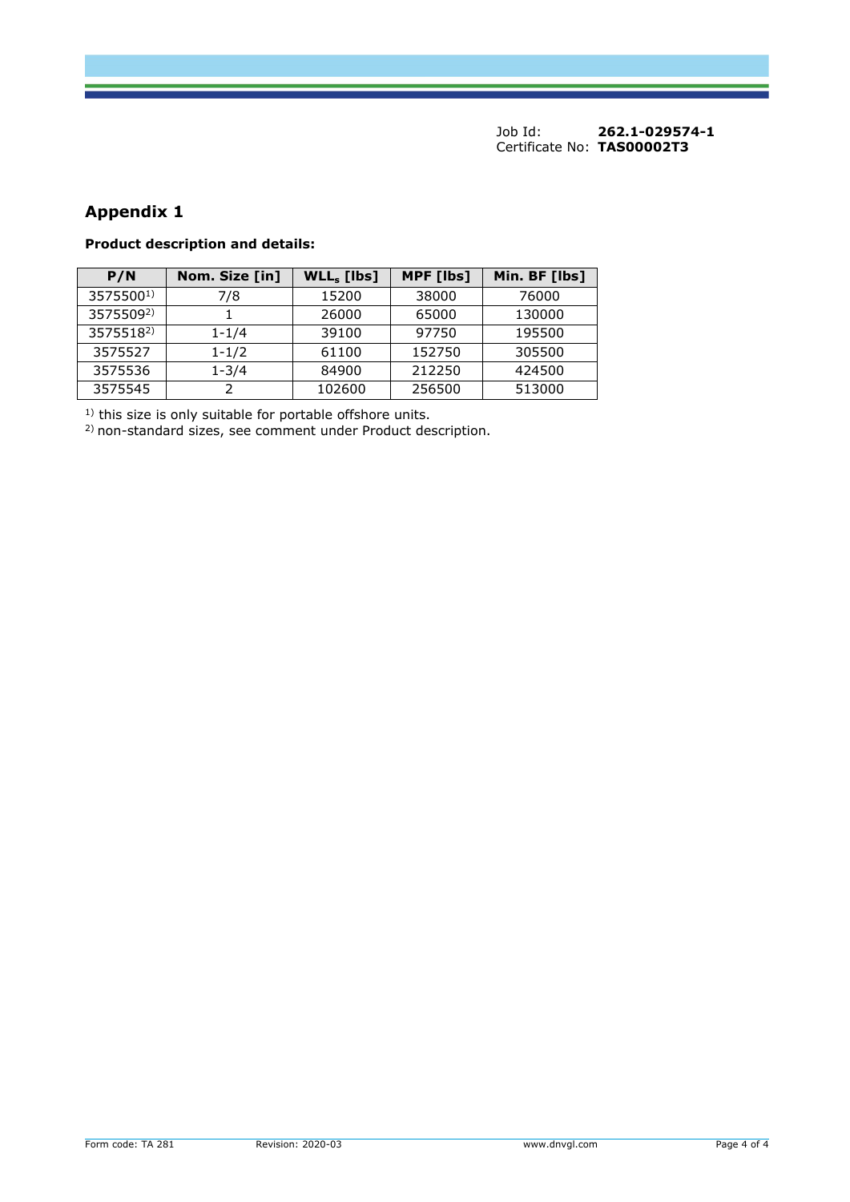Job Id: **262.1-029574-1**
Certificate No: **TAS00002T3**

# Appendix 1

**Product description and details:**

| P/N | Nom. Size [in] | $WLL_s$ [lbs] | MPF [lbs] | Min. BF [lbs] |
|---|---|---|---|---|
| 3575500[1)] | 7/8 | 15200 | 38000 | 76000 |
| 3575509[2)] | 1 | 26000 | 65000 | 130000 |
| 3575518[2)] | 1-1/4 | 39100 | 97750 | 195500 |
| 3575527 | 1-1/2 | 61100 | 152750 | 305500 |
| 3575536 | 1-3/4 | 84900 | 212250 | 424500 |
| 3575545 | 2 | 102600 | 256500 | 513000 |

[1)] this size is only suitable for portable offshore units.
[2)] non-standard sizes, see comment under Product description.